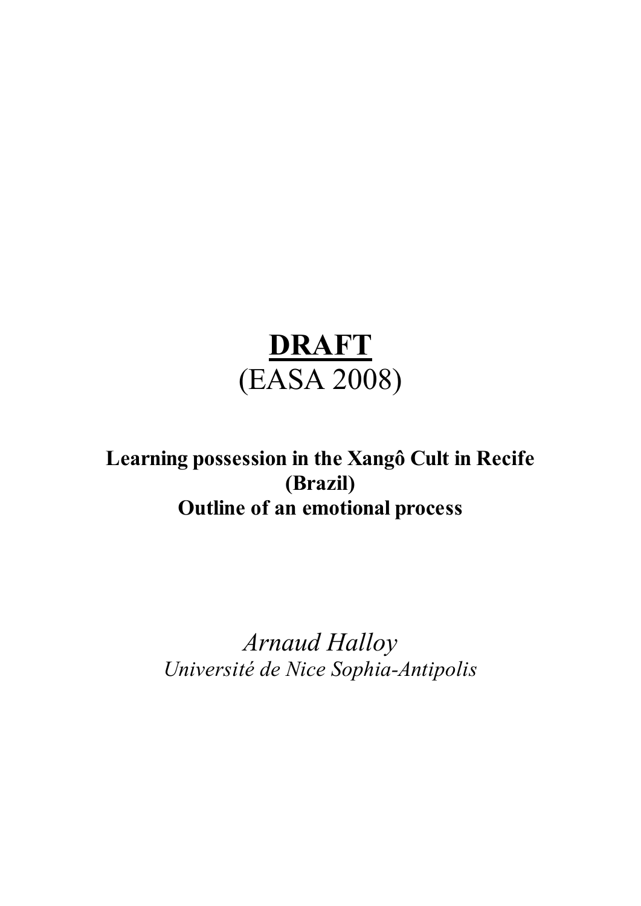# DRAFT

(EASA 2008)

**Learning possession in the Xangô Cult in Recife (Brazil)**
**Outline of an emotional process**

*Arnaud Halloy*
*Université de Nice Sophia-Antipolis*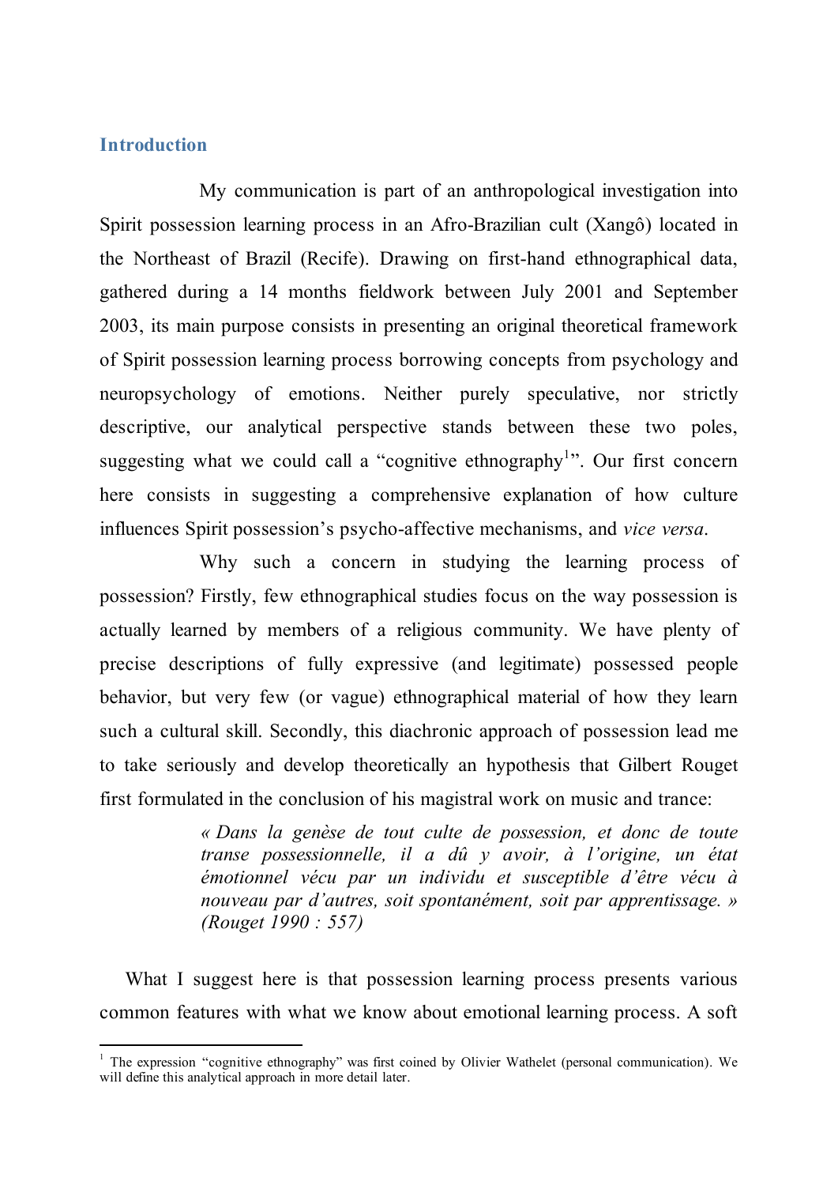## Introduction

My communication is part of an anthropological investigation into Spirit possession learning process in an Afro-Brazilian cult (Xangô) located in the Northeast of Brazil (Recife). Drawing on first-hand ethnographical data, gathered during a 14 months fieldwork between July 2001 and September 2003, its main purpose consists in presenting an original theoretical framework of Spirit possession learning process borrowing concepts from psychology and neuropsychology of emotions. Neither purely speculative, nor strictly descriptive, our analytical perspective stands between these two poles, suggesting what we could call a "cognitive ethnography[1]". Our first concern here consists in suggesting a comprehensive explanation of how culture influences Spirit possession's psycho-affective mechanisms, and *vice versa*.

Why such a concern in studying the learning process of possession? Firstly, few ethnographical studies focus on the way possession is actually learned by members of a religious community. We have plenty of precise descriptions of fully expressive (and legitimate) possessed people behavior, but very few (or vague) ethnographical material of how they learn such a cultural skill. Secondly, this diachronic approach of possession lead me to take seriously and develop theoretically an hypothesis that Gilbert Rouget first formulated in the conclusion of his magistral work on music and trance:

> *« Dans la genèse de tout culte de possession, et donc de toute transe possessionnelle, il a dû y avoir, à l'origine, un état émotionnel vécu par un individu et susceptible d'être vécu à nouveau par d'autres, soit spontanément, soit par apprentissage. » (Rouget 1990 : 557)*

What I suggest here is that possession learning process presents various common features with what we know about emotional learning process. A soft

[1] The expression "cognitive ethnography" was first coined by Olivier Wathelet (personal communication). We will define this analytical approach in more detail later.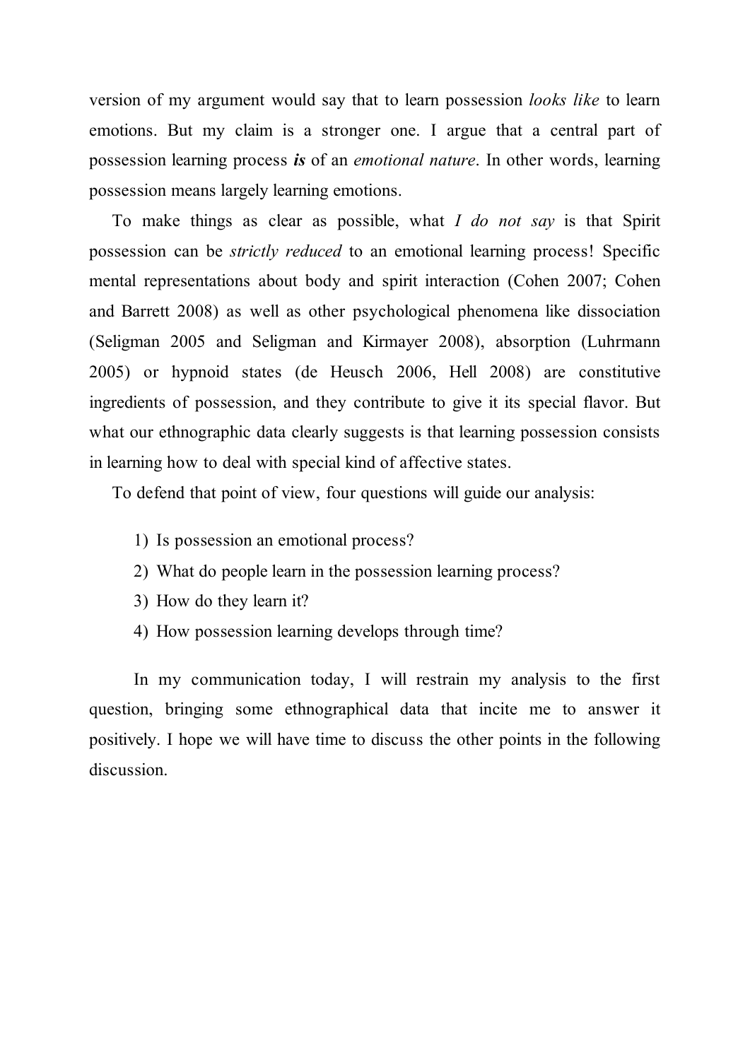version of my argument would say that to learn possession *looks like* to learn emotions. But my claim is a stronger one. I argue that a central part of possession learning process ***is*** of an *emotional nature*. In other words, learning possession means largely learning emotions.

To make things as clear as possible, what *I do not say* is that Spirit possession can be *strictly reduced* to an emotional learning process! Specific mental representations about body and spirit interaction (Cohen 2007; Cohen and Barrett 2008) as well as other psychological phenomena like dissociation (Seligman 2005 and Seligman and Kirmayer 2008), absorption (Luhrmann 2005) or hypnoid states (de Heusch 2006, Hell 2008) are constitutive ingredients of possession, and they contribute to give it its special flavor. But what our ethnographic data clearly suggests is that learning possession consists in learning how to deal with special kind of affective states.

To defend that point of view, four questions will guide our analysis:

1) Is possession an emotional process?
2) What do people learn in the possession learning process?
3) How do they learn it?
4) How possession learning develops through time?

In my communication today, I will restrain my analysis to the first question, bringing some ethnographical data that incite me to answer it positively. I hope we will have time to discuss the other points in the following discussion.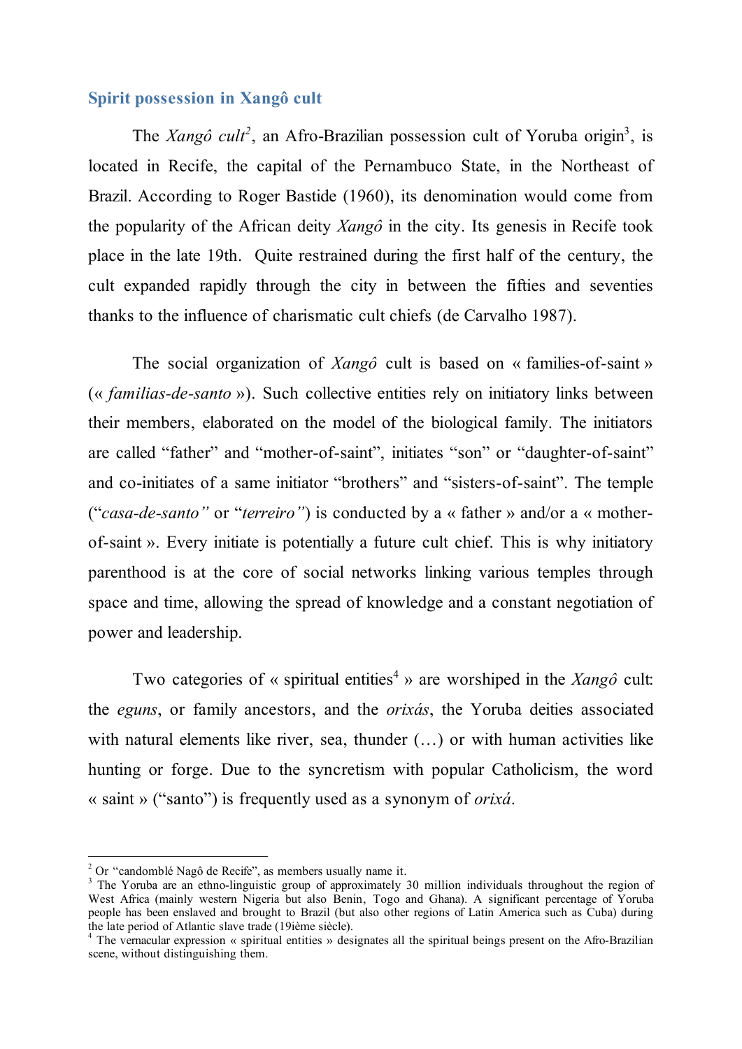### Spirit possession in Xangô cult

The *Xangô cult*[2], an Afro-Brazilian possession cult of Yoruba origin[3], is located in Recife, the capital of the Pernambuco State, in the Northeast of Brazil. According to Roger Bastide (1960), its denomination would come from the popularity of the African deity *Xangô* in the city. Its genesis in Recife took place in the late 19th. Quite restrained during the first half of the century, the cult expanded rapidly through the city in between the fifties and seventies thanks to the influence of charismatic cult chiefs (de Carvalho 1987).

The social organization of *Xangô* cult is based on « families-of-saint » (« *familias-de-santo* »). Such collective entities rely on initiatory links between their members, elaborated on the model of the biological family. The initiators are called "father" and "mother-of-saint", initiates "son" or "daughter-of-saint" and co-initiates of a same initiator "brothers" and "sisters-of-saint". The temple ("*casa-de-santo"* or "*terreiro"*) is conducted by a « father » and/or a « mother-of-saint ». Every initiate is potentially a future cult chief. This is why initiatory parenthood is at the core of social networks linking various temples through space and time, allowing the spread of knowledge and a constant negotiation of power and leadership.

Two categories of « spiritual entities[4] » are worshiped in the *Xangô* cult: the *eguns*, or family ancestors, and the *orixás*, the Yoruba deities associated with natural elements like river, sea, thunder (…) or with human activities like hunting or forge. Due to the syncretism with popular Catholicism, the word « saint » ("santo") is frequently used as a synonym of *orixá*.

---

[2] Or "candomblé Nagô de Recife", as members usually name it.

[3] The Yoruba are an ethno-linguistic group of approximately 30 million individuals throughout the region of West Africa (mainly western Nigeria but also Benin, Togo and Ghana). A significant percentage of Yoruba people has been enslaved and brought to Brazil (but also other regions of Latin America such as Cuba) during the late period of Atlantic slave trade (19ième siècle).

[4] The vernacular expression « spiritual entities » designates all the spiritual beings present on the Afro-Brazilian scene, without distinguishing them.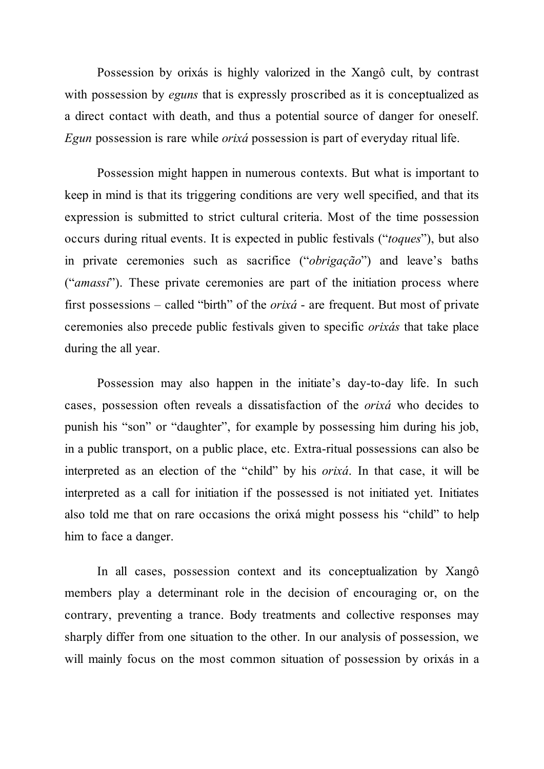Possession by orixás is highly valorized in the Xangô cult, by contrast with possession by *eguns* that is expressly proscribed as it is conceptualized as a direct contact with death, and thus a potential source of danger for oneself. *Egun* possession is rare while *orixá* possession is part of everyday ritual life.

Possession might happen in numerous contexts. But what is important to keep in mind is that its triggering conditions are very well specified, and that its expression is submitted to strict cultural criteria. Most of the time possession occurs during ritual events. It is expected in public festivals ("*toques*"), but also in private ceremonies such as sacrifice ("*obrigação*") and leave's baths ("*amassi*"). These private ceremonies are part of the initiation process where first possessions – called "birth" of the *orixá* - are frequent. But most of private ceremonies also precede public festivals given to specific *orixás* that take place during the all year.

Possession may also happen in the initiate's day-to-day life. In such cases, possession often reveals a dissatisfaction of the *orixá* who decides to punish his "son" or "daughter", for example by possessing him during his job, in a public transport, on a public place, etc. Extra-ritual possessions can also be interpreted as an election of the "child" by his *orixá*. In that case, it will be interpreted as a call for initiation if the possessed is not initiated yet. Initiates also told me that on rare occasions the orixá might possess his "child" to help him to face a danger.

In all cases, possession context and its conceptualization by Xangô members play a determinant role in the decision of encouraging or, on the contrary, preventing a trance. Body treatments and collective responses may sharply differ from one situation to the other. In our analysis of possession, we will mainly focus on the most common situation of possession by orixás in a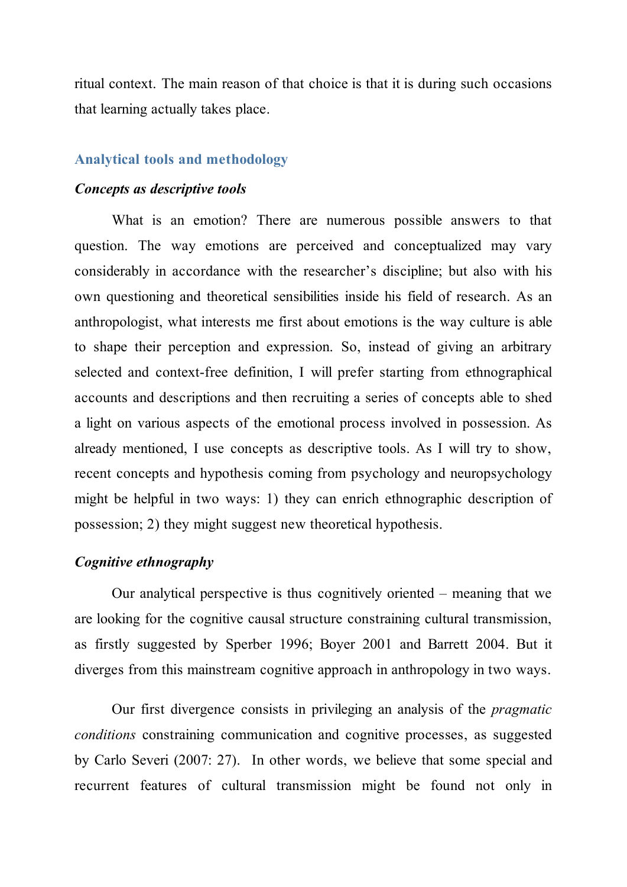ritual context. The main reason of that choice is that it is during such occasions that learning actually takes place.

## Analytical tools and methodology

### *Concepts as descriptive tools*

What is an emotion? There are numerous possible answers to that question. The way emotions are perceived and conceptualized may vary considerably in accordance with the researcher's discipline; but also with his own questioning and theoretical sensibilities inside his field of research. As an anthropologist, what interests me first about emotions is the way culture is able to shape their perception and expression. So, instead of giving an arbitrary selected and context-free definition, I will prefer starting from ethnographical accounts and descriptions and then recruiting a series of concepts able to shed a light on various aspects of the emotional process involved in possession. As already mentioned, I use concepts as descriptive tools. As I will try to show, recent concepts and hypothesis coming from psychology and neuropsychology might be helpful in two ways: 1) they can enrich ethnographic description of possession; 2) they might suggest new theoretical hypothesis.

### *Cognitive ethnography*

Our analytical perspective is thus cognitively oriented – meaning that we are looking for the cognitive causal structure constraining cultural transmission, as firstly suggested by Sperber 1996; Boyer 2001 and Barrett 2004. But it diverges from this mainstream cognitive approach in anthropology in two ways.

Our first divergence consists in privileging an analysis of the *pragmatic conditions* constraining communication and cognitive processes, as suggested by Carlo Severi (2007: 27). In other words, we believe that some special and recurrent features of cultural transmission might be found not only in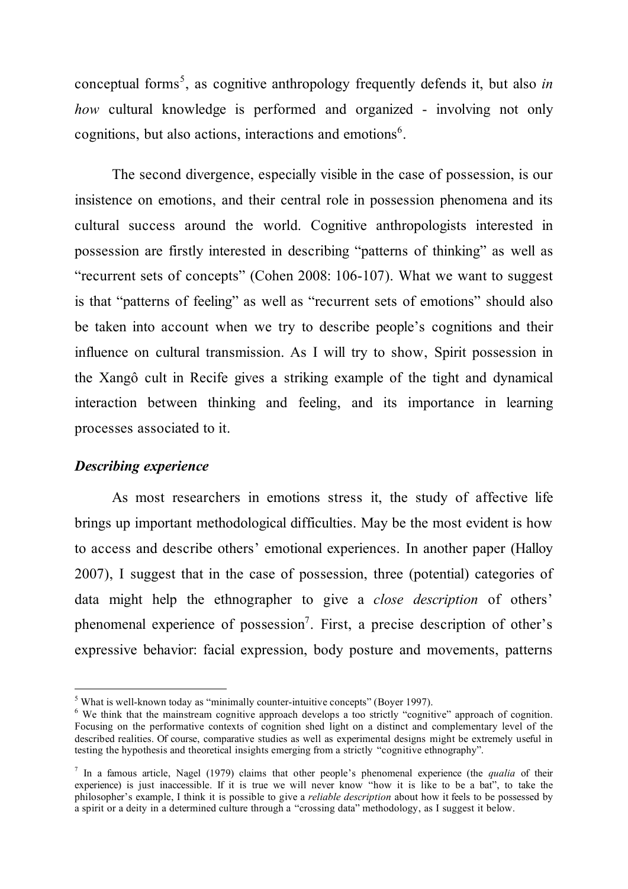conceptual forms[5], as cognitive anthropology frequently defends it, but also *in how* cultural knowledge is performed and organized - involving not only cognitions, but also actions, interactions and emotions[6].

The second divergence, especially visible in the case of possession, is our insistence on emotions, and their central role in possession phenomena and its cultural success around the world. Cognitive anthropologists interested in possession are firstly interested in describing "patterns of thinking" as well as "recurrent sets of concepts" (Cohen 2008: 106-107). What we want to suggest is that "patterns of feeling" as well as "recurrent sets of emotions" should also be taken into account when we try to describe people's cognitions and their influence on cultural transmission. As I will try to show, Spirit possession in the Xangô cult in Recife gives a striking example of the tight and dynamical interaction between thinking and feeling, and its importance in learning processes associated to it.

### *Describing experience*

As most researchers in emotions stress it, the study of affective life brings up important methodological difficulties. May be the most evident is how to access and describe others' emotional experiences. In another paper (Halloy 2007), I suggest that in the case of possession, three (potential) categories of data might help the ethnographer to give a *close description* of others' phenomenal experience of possession[7]. First, a precise description of other's expressive behavior: facial expression, body posture and movements, patterns

---

[5] What is well-known today as "minimally counter-intuitive concepts" (Boyer 1997).

[6] We think that the mainstream cognitive approach develops a too strictly "cognitive" approach of cognition. Focusing on the performative contexts of cognition shed light on a distinct and complementary level of the described realities. Of course, comparative studies as well as experimental designs might be extremely useful in testing the hypothesis and theoretical insights emerging from a strictly "cognitive ethnography".

[7] In a famous article, Nagel (1979) claims that other people's phenomenal experience (the *qualia* of their experience) is just inaccessible. If it is true we will never know "how it is like to be a bat", to take the philosopher's example, I think it is possible to give a *reliable description* about how it feels to be possessed by a spirit or a deity in a determined culture through a "crossing data" methodology, as I suggest it below.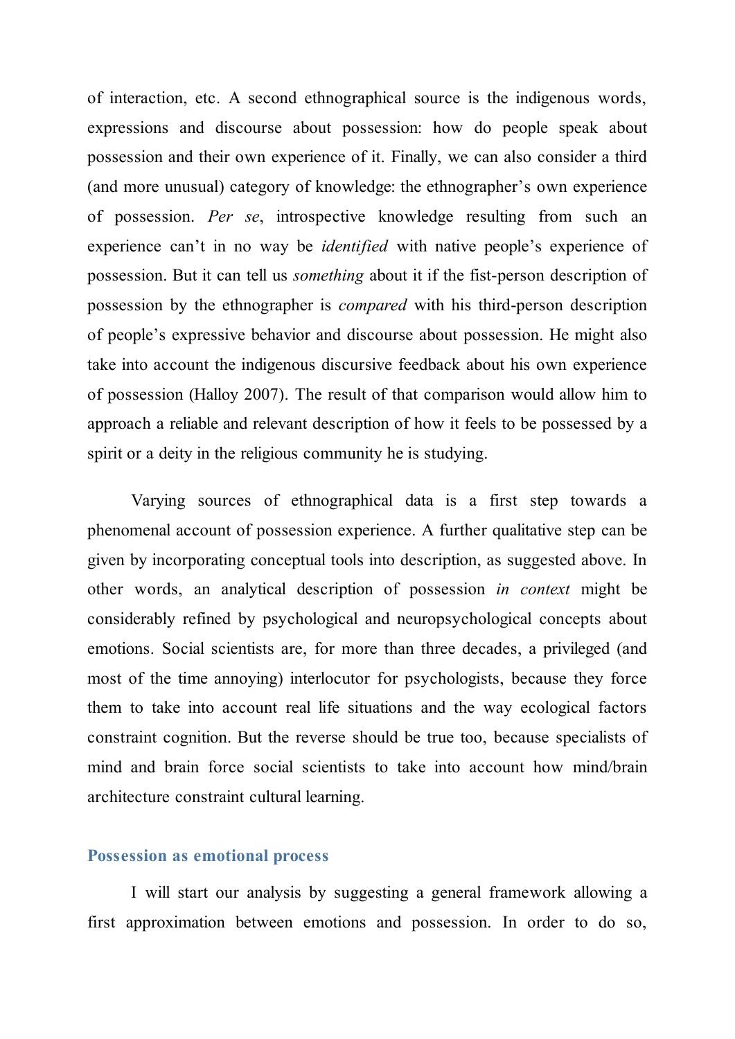of interaction, etc. A second ethnographical source is the indigenous words, expressions and discourse about possession: how do people speak about possession and their own experience of it. Finally, we can also consider a third (and more unusual) category of knowledge: the ethnographer's own experience of possession. *Per se*, introspective knowledge resulting from such an experience can't in no way be *identified* with native people's experience of possession. But it can tell us *something* about it if the fist-person description of possession by the ethnographer is *compared* with his third-person description of people's expressive behavior and discourse about possession. He might also take into account the indigenous discursive feedback about his own experience of possession (Halloy 2007). The result of that comparison would allow him to approach a reliable and relevant description of how it feels to be possessed by a spirit or a deity in the religious community he is studying.

Varying sources of ethnographical data is a first step towards a phenomenal account of possession experience. A further qualitative step can be given by incorporating conceptual tools into description, as suggested above. In other words, an analytical description of possession *in context* might be considerably refined by psychological and neuropsychological concepts about emotions. Social scientists are, for more than three decades, a privileged (and most of the time annoying) interlocutor for psychologists, because they force them to take into account real life situations and the way ecological factors constraint cognition. But the reverse should be true too, because specialists of mind and brain force social scientists to take into account how mind/brain architecture constraint cultural learning.

## Possession as emotional process

I will start our analysis by suggesting a general framework allowing a first approximation between emotions and possession. In order to do so,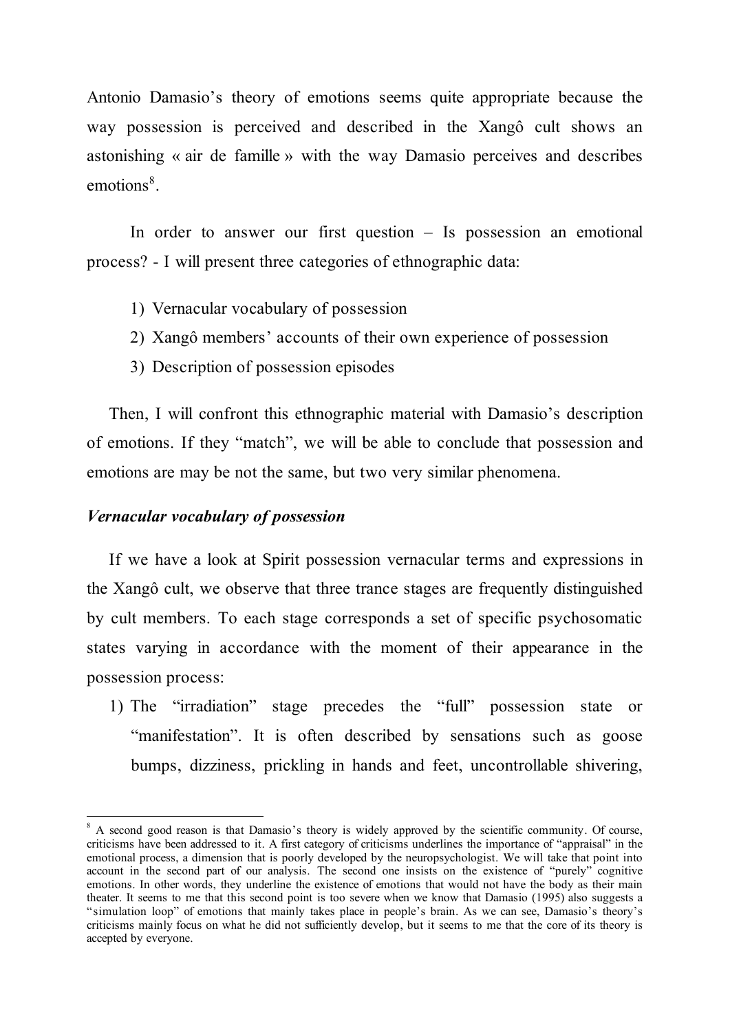Antonio Damasio's theory of emotions seems quite appropriate because the way possession is perceived and described in the Xangô cult shows an astonishing « air de famille » with the way Damasio perceives and describes emotions[8].

In order to answer our first question – Is possession an emotional process? - I will present three categories of ethnographic data:

1) Vernacular vocabulary of possession
2) Xangô members' accounts of their own experience of possession
3) Description of possession episodes

Then, I will confront this ethnographic material with Damasio's description of emotions. If they "match", we will be able to conclude that possession and emotions are may be not the same, but two very similar phenomena.

### *Vernacular vocabulary of possession*

If we have a look at Spirit possession vernacular terms and expressions in the Xangô cult, we observe that three trance stages are frequently distinguished by cult members. To each stage corresponds a set of specific psychosomatic states varying in accordance with the moment of their appearance in the possession process:

1) The "irradiation" stage precedes the "full" possession state or "manifestation". It is often described by sensations such as goose bumps, dizziness, prickling in hands and feet, uncontrollable shivering,

---

[8] A second good reason is that Damasio's theory is widely approved by the scientific community. Of course, criticisms have been addressed to it. A first category of criticisms underlines the importance of "appraisal" in the emotional process, a dimension that is poorly developed by the neuropsychologist. We will take that point into account in the second part of our analysis. The second one insists on the existence of "purely" cognitive emotions. In other words, they underline the existence of emotions that would not have the body as their main theater. It seems to me that this second point is too severe when we know that Damasio (1995) also suggests a "simulation loop" of emotions that mainly takes place in people's brain. As we can see, Damasio's theory's criticisms mainly focus on what he did not sufficiently develop, but it seems to me that the core of its theory is accepted by everyone.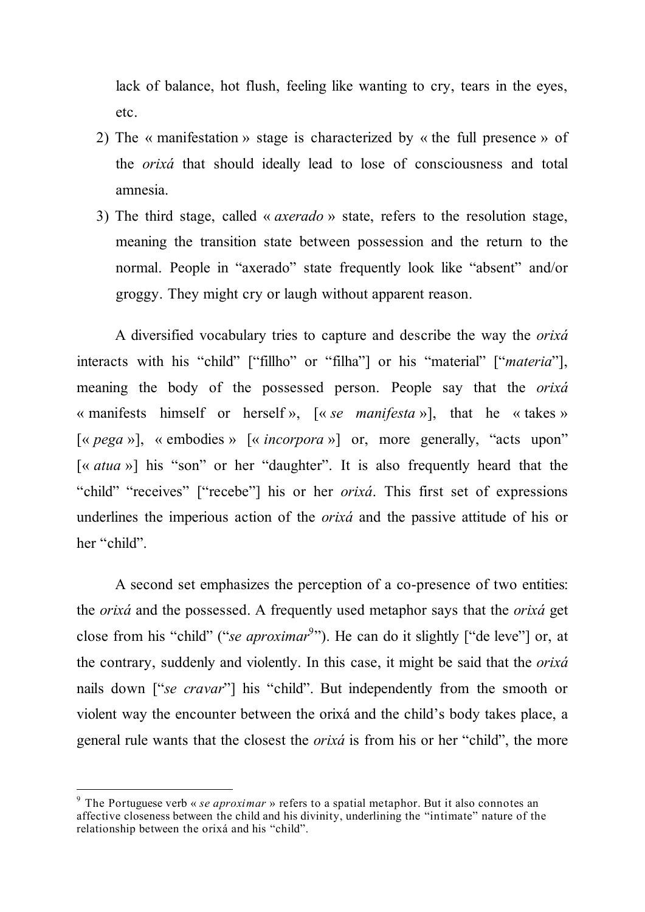lack of balance, hot flush, feeling like wanting to cry, tears in the eyes, etc.

2) The « manifestation » stage is characterized by « the full presence » of the *orixá* that should ideally lead to lose of consciousness and total amnesia.
3) The third stage, called « *axerado* » state, refers to the resolution stage, meaning the transition state between possession and the return to the normal. People in "axerado" state frequently look like "absent" and/or groggy. They might cry or laugh without apparent reason.

A diversified vocabulary tries to capture and describe the way the *orixá* interacts with his "child" ["fillho" or "filha"] or his "material" ["*materia*"], meaning the body of the possessed person. People say that the *orixá* « manifests himself or herself », [« *se manifesta* »], that he « takes » [« *pega* »], « embodies » [« *incorpora* »] or, more generally, "acts upon" [« *atua* »] his "son" or her "daughter". It is also frequently heard that the "child" "receives" ["recebe"] his or her *orixá*. This first set of expressions underlines the imperious action of the *orixá* and the passive attitude of his or her "child".

A second set emphasizes the perception of a co-presence of two entities: the *orixá* and the possessed. A frequently used metaphor says that the *orixá* get close from his "child" ("*se aproximar*[9]"). He can do it slightly ["de leve"] or, at the contrary, suddenly and violently. In this case, it might be said that the *orixá* nails down ["*se cravar*"] his "child". But independently from the smooth or violent way the encounter between the orixá and the child's body takes place, a general rule wants that the closest the *orixá* is from his or her "child", the more

[9] The Portuguese verb « *se aproximar* » refers to a spatial metaphor. But it also connotes an affective closeness between the child and his divinity, underlining the "intimate" nature of the relationship between the orixá and his "child".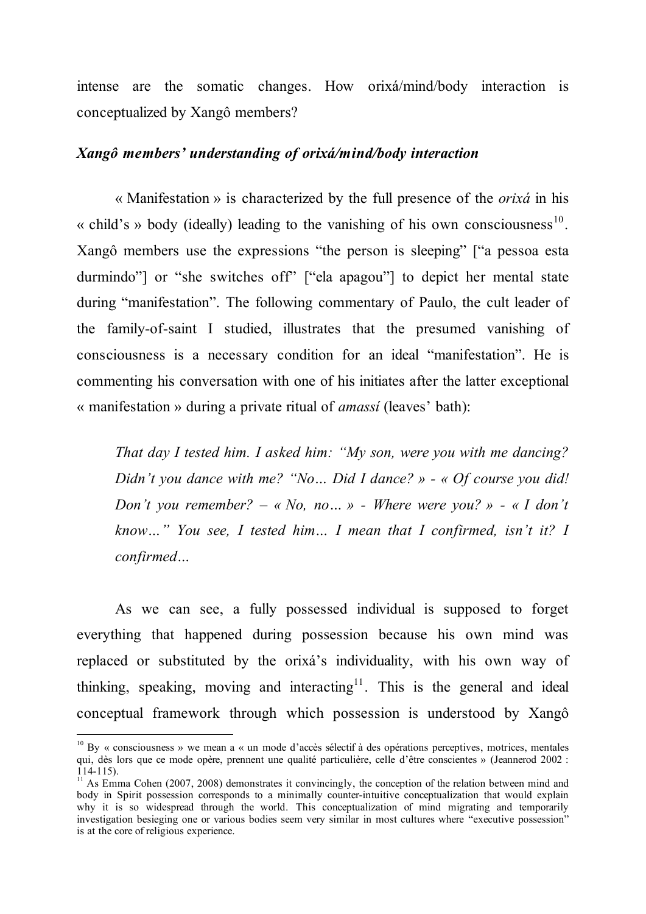intense are the somatic changes. How orixá/mind/body interaction is conceptualized by Xangô members?

### *Xangô members' understanding of orixá/mind/body interaction*

« Manifestation » is characterized by the full presence of the *orixá* in his « child's » body (ideally) leading to the vanishing of his own consciousness[10]. Xangô members use the expressions "the person is sleeping" ["a pessoa esta durmindo"] or "she switches off" ["ela apagou"] to depict her mental state during "manifestation". The following commentary of Paulo, the cult leader of the family-of-saint I studied, illustrates that the presumed vanishing of consciousness is a necessary condition for an ideal "manifestation". He is commenting his conversation with one of his initiates after the latter exceptional « manifestation » during a private ritual of *amassí* (leaves' bath):

> *That day I tested him. I asked him: "My son, were you with me dancing? Didn't you dance with me? "No… Did I dance? » - « Of course you did! Don't you remember? – « No, no… » - Where were you? » - « I don't know…" You see, I tested him… I mean that I confirmed, isn't it? I confirmed…*

As we can see, a fully possessed individual is supposed to forget everything that happened during possession because his own mind was replaced or substituted by the orixá's individuality, with his own way of thinking, speaking, moving and interacting[11]. This is the general and ideal conceptual framework through which possession is understood by Xangô

---

[10] By « consciousness » we mean a « un mode d'accès sélectif à des opérations perceptives, motrices, mentales qui, dès lors que ce mode opère, prennent une qualité particulière, celle d'être conscientes » (Jeannerod 2002 : 114-115).

[11] As Emma Cohen (2007, 2008) demonstrates it convincingly, the conception of the relation between mind and body in Spirit possession corresponds to a minimally counter-intuitive conceptualization that would explain why it is so widespread through the world. This conceptualization of mind migrating and temporarily investigation besieging one or various bodies seem very similar in most cultures where "executive possession" is at the core of religious experience.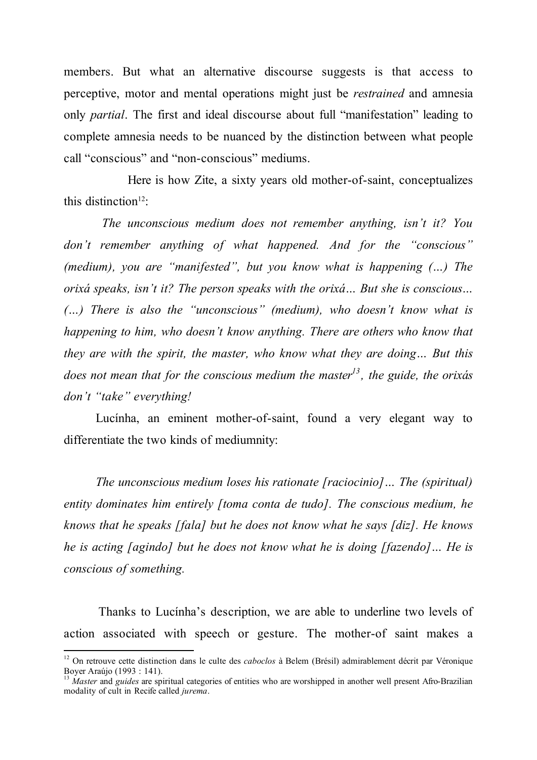members. But what an alternative discourse suggests is that access to perceptive, motor and mental operations might just be *restrained* and amnesia only *partial*. The first and ideal discourse about full "manifestation" leading to complete amnesia needs to be nuanced by the distinction between what people call "conscious" and "non-conscious" mediums.

Here is how Zite, a sixty years old mother-of-saint, conceptualizes this distinction[12]:

*The unconscious medium does not remember anything, isn't it? You don't remember anything of what happened. And for the "conscious" (medium), you are "manifested", but you know what is happening (…) The orixá speaks, isn't it? The person speaks with the orixá… But she is conscious… (…) There is also the "unconscious" (medium), who doesn't know what is happening to him, who doesn't know anything. There are others who know that they are with the spirit, the master, who know what they are doing… But this does not mean that for the conscious medium the master[13], the guide, the orixás don't "take" everything!*

Lucínha, an eminent mother-of-saint, found a very elegant way to differentiate the two kinds of mediumnity:

*The unconscious medium loses his rationate [raciocinio]… The (spiritual) entity dominates him entirely [toma conta de tudo]. The conscious medium, he knows that he speaks [fala] but he does not know what he says [diz]. He knows he is acting [agindo] but he does not know what he is doing [fazendo]… He is conscious of something.*

Thanks to Lucínha's description, we are able to underline two levels of action associated with speech or gesture. The mother-of saint makes a

---

[12] On retrouve cette distinction dans le culte des *caboclos* à Belem (Brésil) admirablement décrit par Véronique Boyer Araújo (1993 : 141).

[13] *Master* and *guides* are spiritual categories of entities who are worshipped in another well present Afro-Brazilian modality of cult in Recife called *jurema*.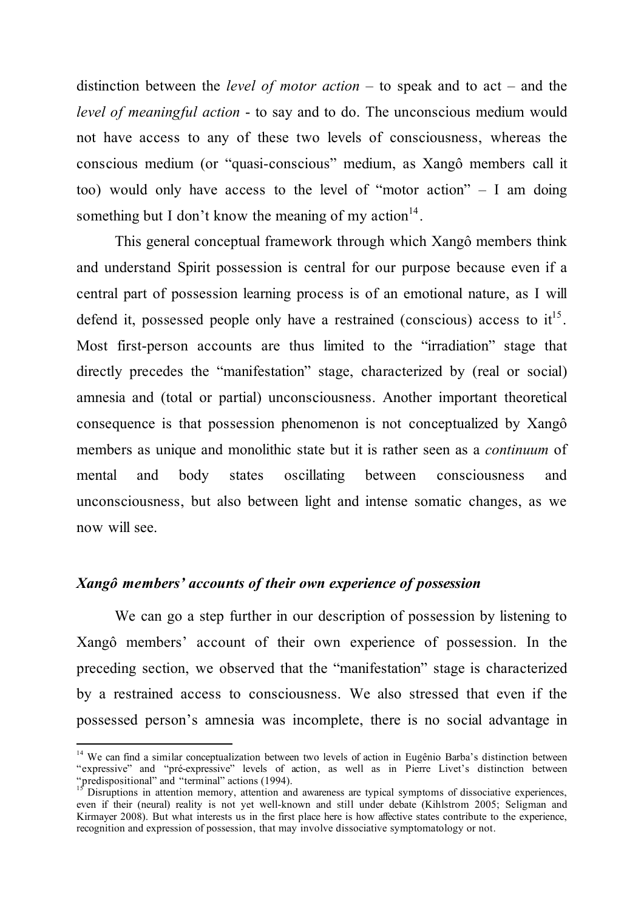distinction between the *level of motor action* – to speak and to act – and the *level of meaningful action* - to say and to do. The unconscious medium would not have access to any of these two levels of consciousness, whereas the conscious medium (or "quasi-conscious" medium, as Xangô members call it too) would only have access to the level of "motor action" – I am doing something but I don't know the meaning of my action[14].

This general conceptual framework through which Xangô members think and understand Spirit possession is central for our purpose because even if a central part of possession learning process is of an emotional nature, as I will defend it, possessed people only have a restrained (conscious) access to it[15]. Most first-person accounts are thus limited to the "irradiation" stage that directly precedes the "manifestation" stage, characterized by (real or social) amnesia and (total or partial) unconsciousness. Another important theoretical consequence is that possession phenomenon is not conceptualized by Xangô members as unique and monolithic state but it is rather seen as a *continuum* of mental and body states oscillating between consciousness and unconsciousness, but also between light and intense somatic changes, as we now will see.

### *Xangô members' accounts of their own experience of possession*

We can go a step further in our description of possession by listening to Xangô members' account of their own experience of possession. In the preceding section, we observed that the "manifestation" stage is characterized by a restrained access to consciousness. We also stressed that even if the possessed person's amnesia was incomplete, there is no social advantage in

---

[14] We can find a similar conceptualization between two levels of action in Eugênio Barba's distinction between "expressive" and "pré-expressive" levels of action, as well as in Pierre Livet's distinction between "predispositional" and "terminal" actions (1994).

[15] Disruptions in attention memory, attention and awareness are typical symptoms of dissociative experiences, even if their (neural) reality is not yet well-known and still under debate (Kihlstrom 2005; Seligman and Kirmayer 2008). But what interests us in the first place here is how affective states contribute to the experience, recognition and expression of possession, that may involve dissociative symptomatology or not.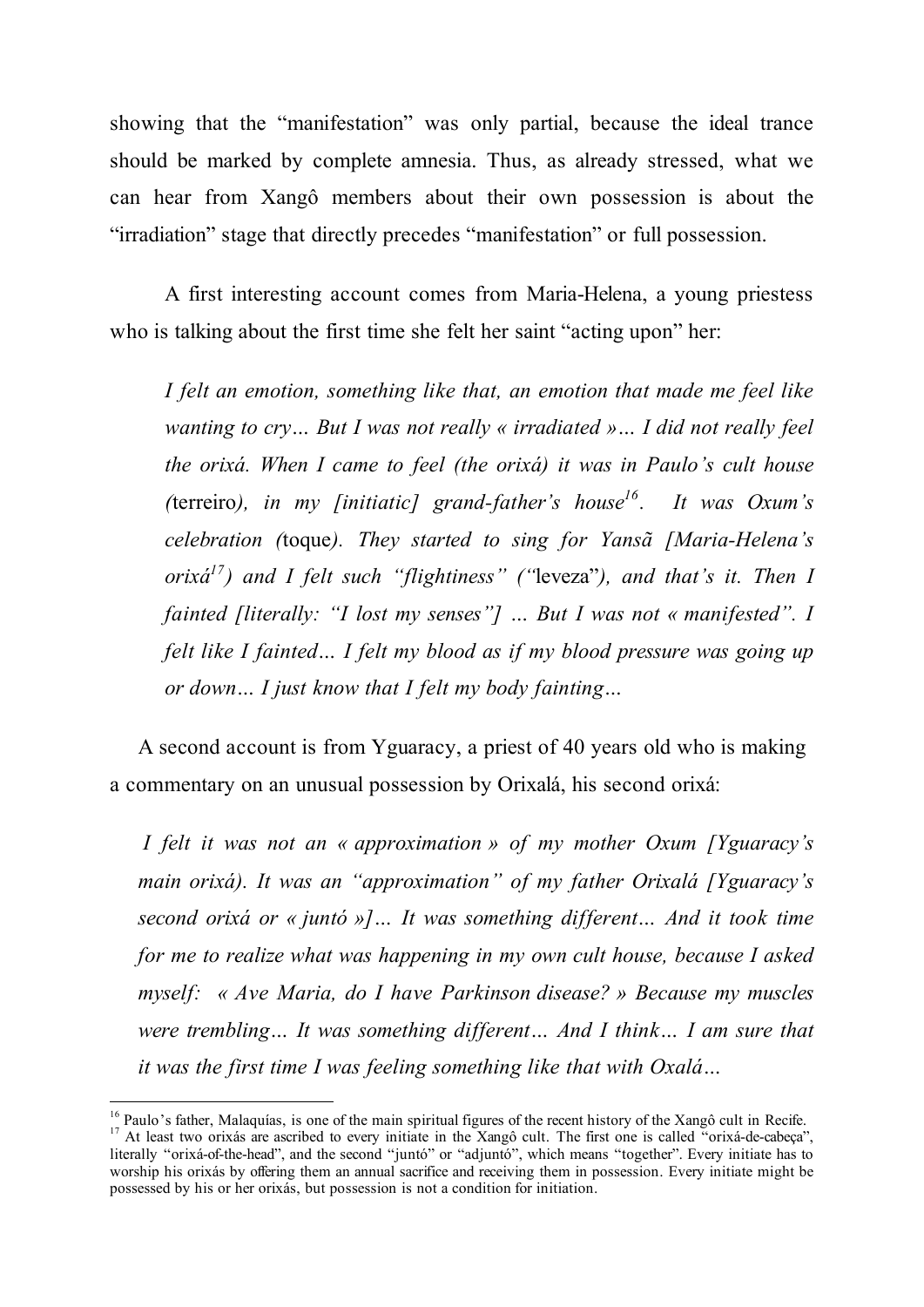showing that the "manifestation" was only partial, because the ideal trance should be marked by complete amnesia. Thus, as already stressed, what we can hear from Xangô members about their own possession is about the "irradiation" stage that directly precedes "manifestation" or full possession.

A first interesting account comes from Maria-Helena, a young priestess who is talking about the first time she felt her saint "acting upon" her:

> *I felt an emotion, something like that, an emotion that made me feel like wanting to cry… But I was not really « irradiated »… I did not really feel the orixá. When I came to feel (the orixá) it was in Paulo's cult house (*terreiro*), in my [initiatic] grand-father's house*[16]*. It was Oxum's celebration (*toque*). They started to sing for Yansã [Maria-Helena's orixá*[17]*) and I felt such "flightiness" ("*leveza*"), and that's it. Then I fainted [literally: "I lost my senses"] … But I was not « manifested". I felt like I fainted… I felt my blood as if my blood pressure was going up or down… I just know that I felt my body fainting…*

A second account is from Yguaracy, a priest of 40 years old who is making a commentary on an unusual possession by Orixalá, his second orixá:

> *I felt it was not an « approximation » of my mother Oxum [Yguaracy's main orixá). It was an "approximation" of my father Orixalá [Yguaracy's second orixá or « juntó »]… It was something different… And it took time for me to realize what was happening in my own cult house, because I asked myself: « Ave Maria, do I have Parkinson disease? » Because my muscles were trembling… It was something different… And I think… I am sure that it was the first time I was feeling something like that with Oxalá…*

[16] Paulo's father, Malaquías, is one of the main spiritual figures of the recent history of the Xangô cult in Recife.

[17] At least two orixás are ascribed to every initiate in the Xangô cult. The first one is called "orixá-de-cabeça", literally "orixá-of-the-head", and the second "juntó" or "adjuntó", which means "together". Every initiate has to worship his orixás by offering them an annual sacrifice and receiving them in possession. Every initiate might be possessed by his or her orixás, but possession is not a condition for initiation.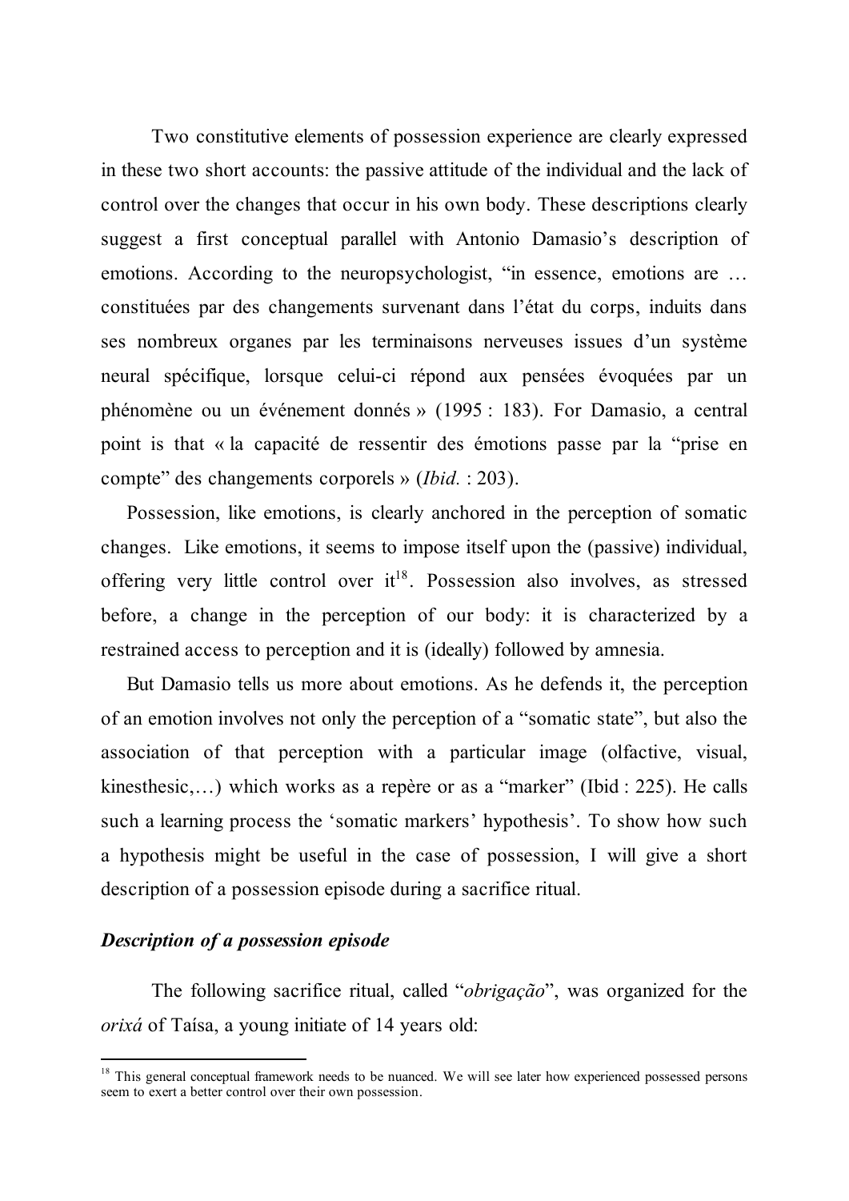Two constitutive elements of possession experience are clearly expressed in these two short accounts: the passive attitude of the individual and the lack of control over the changes that occur in his own body. These descriptions clearly suggest a first conceptual parallel with Antonio Damasio's description of emotions. According to the neuropsychologist, "in essence, emotions are … constituées par des changements survenant dans l'état du corps, induits dans ses nombreux organes par les terminaisons nerveuses issues d'un système neural spécifique, lorsque celui-ci répond aux pensées évoquées par un phénomène ou un événement donnés » (1995 : 183). For Damasio, a central point is that « la capacité de ressentir des émotions passe par la "prise en compte" des changements corporels » (*Ibid.* : 203).

Possession, like emotions, is clearly anchored in the perception of somatic changes. Like emotions, it seems to impose itself upon the (passive) individual, offering very little control over it[18]. Possession also involves, as stressed before, a change in the perception of our body: it is characterized by a restrained access to perception and it is (ideally) followed by amnesia.

But Damasio tells us more about emotions. As he defends it, the perception of an emotion involves not only the perception of a "somatic state", but also the association of that perception with a particular image (olfactive, visual, kinesthesic,…) which works as a repère or as a "marker" (Ibid : 225). He calls such a learning process the 'somatic markers' hypothesis'. To show how such a hypothesis might be useful in the case of possession, I will give a short description of a possession episode during a sacrifice ritual.

### *Description of a possession episode*

The following sacrifice ritual, called "*obrigação*", was organized for the *orixá* of Taísa, a young initiate of 14 years old:

---

[18] This general conceptual framework needs to be nuanced. We will see later how experienced possessed persons seem to exert a better control over their own possession.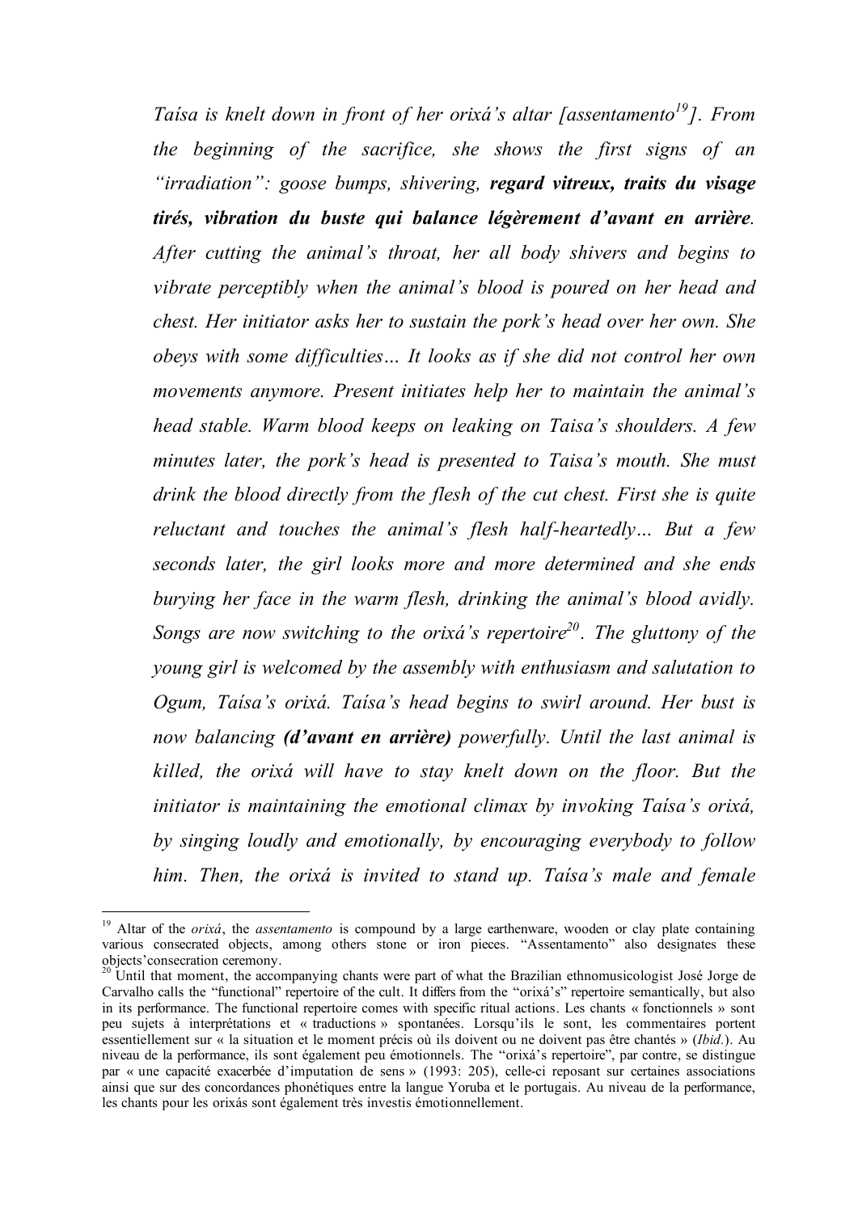*Taísa is knelt down in front of her orixá's altar [assentamento[19]]. From the beginning of the sacrifice, she shows the first signs of an "irradiation": goose bumps, shivering, **regard vitreux, traits du visage tirés, vibration du buste qui balance légèrement d'avant en arrière**. After cutting the animal's throat, her all body shivers and begins to vibrate perceptibly when the animal's blood is poured on her head and chest. Her initiator asks her to sustain the pork's head over her own. She obeys with some difficulties… It looks as if she did not control her own movements anymore. Present initiates help her to maintain the animal's head stable. Warm blood keeps on leaking on Taisa's shoulders. A few minutes later, the pork's head is presented to Taisa's mouth. She must drink the blood directly from the flesh of the cut chest. First she is quite reluctant and touches the animal's flesh half-heartedly… But a few seconds later, the girl looks more and more determined and she ends burying her face in the warm flesh, drinking the animal's blood avidly. Songs are now switching to the orixá's repertoire[20]. The gluttony of the young girl is welcomed by the assembly with enthusiasm and salutation to Ogum, Taísa's orixá. Taísa's head begins to swirl around. Her bust is now balancing **(d'avant en arrière)** powerfully. Until the last animal is killed, the orixá will have to stay knelt down on the floor. But the initiator is maintaining the emotional climax by invoking Taísa's orixá, by singing loudly and emotionally, by encouraging everybody to follow him. Then, the orixá is invited to stand up. Taísa's male and female*

---

[19] Altar of the *orixá*, the *assentamento* is compound by a large earthenware, wooden or clay plate containing various consecrated objects, among others stone or iron pieces. "Assentamento" also designates these objects'consecration ceremony.

[20] Until that moment, the accompanying chants were part of what the Brazilian ethnomusicologist José Jorge de Carvalho calls the "functional" repertoire of the cult. It differs from the "orixá's" repertoire semantically, but also in its performance. The functional repertoire comes with specific ritual actions. Les chants « fonctionnels » sont peu sujets à interprétations et « traductions » spontanées. Lorsqu'ils le sont, les commentaires portent essentiellement sur « la situation et le moment précis où ils doivent ou ne doivent pas être chantés » (*Ibid.*). Au niveau de la performance, ils sont également peu émotionnels. The "orixá's repertoire", par contre, se distingue par « une capacité exacerbée d'imputation de sens » (1993: 205), celle-ci reposant sur certaines associations ainsi que sur des concordances phonétiques entre la langue Yoruba et le portugais. Au niveau de la performance, les chants pour les orixás sont également très investis émotionnellement.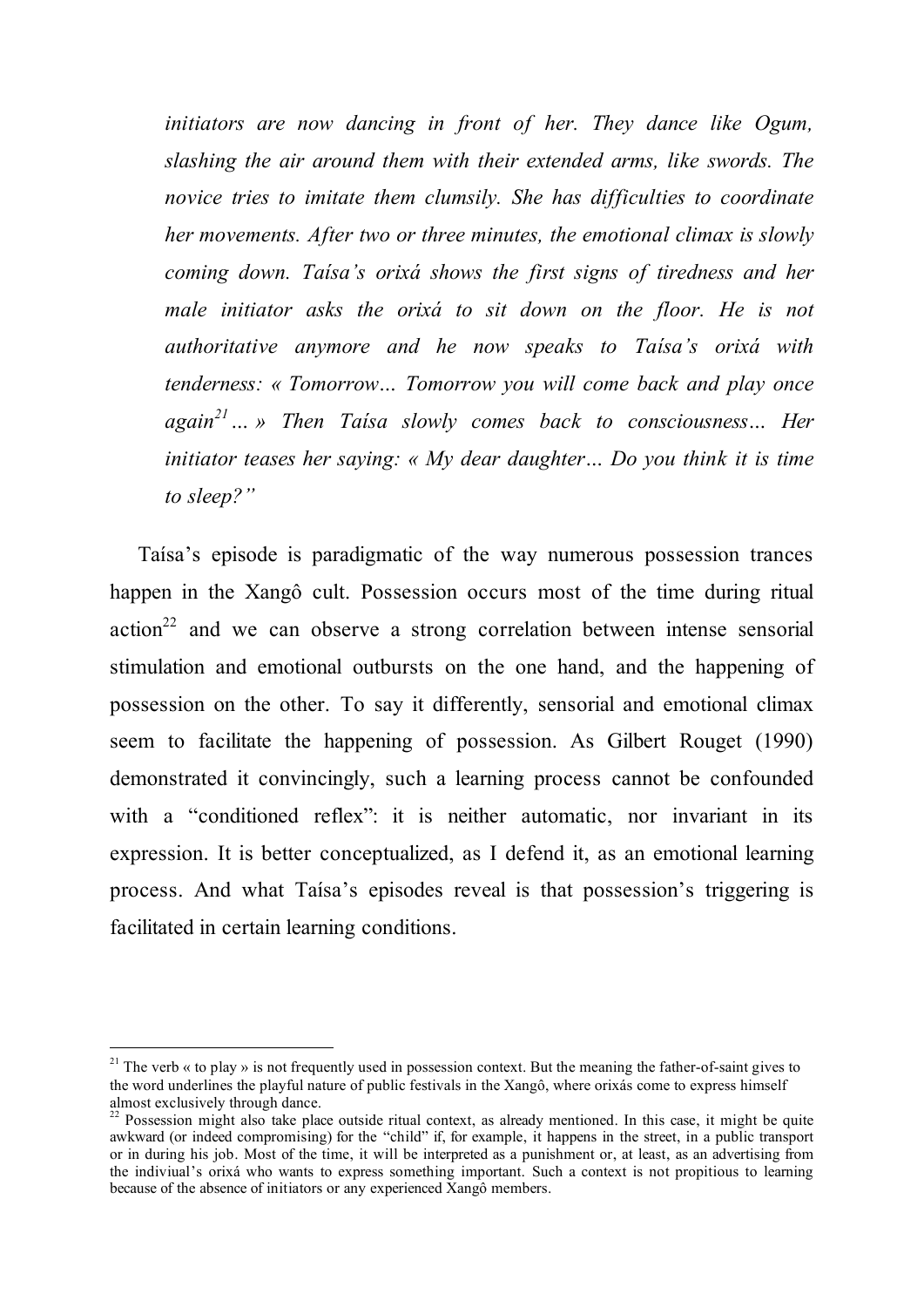*initiators are now dancing in front of her. They dance like Ogum, slashing the air around them with their extended arms, like swords. The novice tries to imitate them clumsily. She has difficulties to coordinate her movements. After two or three minutes, the emotional climax is slowly coming down. Taísa's orixá shows the first signs of tiredness and her male initiator asks the orixá to sit down on the floor. He is not authoritative anymore and he now speaks to Taísa's orixá with tenderness: « Tomorrow… Tomorrow you will come back and play once again*[21] *… » Then Taísa slowly comes back to consciousness… Her initiator teases her saying: « My dear daughter… Do you think it is time to sleep?"*

Taísa's episode is paradigmatic of the way numerous possession trances happen in the Xangô cult. Possession occurs most of the time during ritual action[22] and we can observe a strong correlation between intense sensorial stimulation and emotional outbursts on the one hand, and the happening of possession on the other. To say it differently, sensorial and emotional climax seem to facilitate the happening of possession. As Gilbert Rouget (1990) demonstrated it convincingly, such a learning process cannot be confounded with a "conditioned reflex": it is neither automatic, nor invariant in its expression. It is better conceptualized, as I defend it, as an emotional learning process. And what Taísa's episodes reveal is that possession's triggering is facilitated in certain learning conditions.

---

[21] The verb « to play » is not frequently used in possession context. But the meaning the father-of-saint gives to the word underlines the playful nature of public festivals in the Xangô, where orixás come to express himself almost exclusively through dance.

[22] Possession might also take place outside ritual context, as already mentioned. In this case, it might be quite awkward (or indeed compromising) for the "child" if, for example, it happens in the street, in a public transport or in during his job. Most of the time, it will be interpreted as a punishment or, at least, as an advertising from the indiviual's orixá who wants to express something important. Such a context is not propitious to learning because of the absence of initiators or any experienced Xangô members.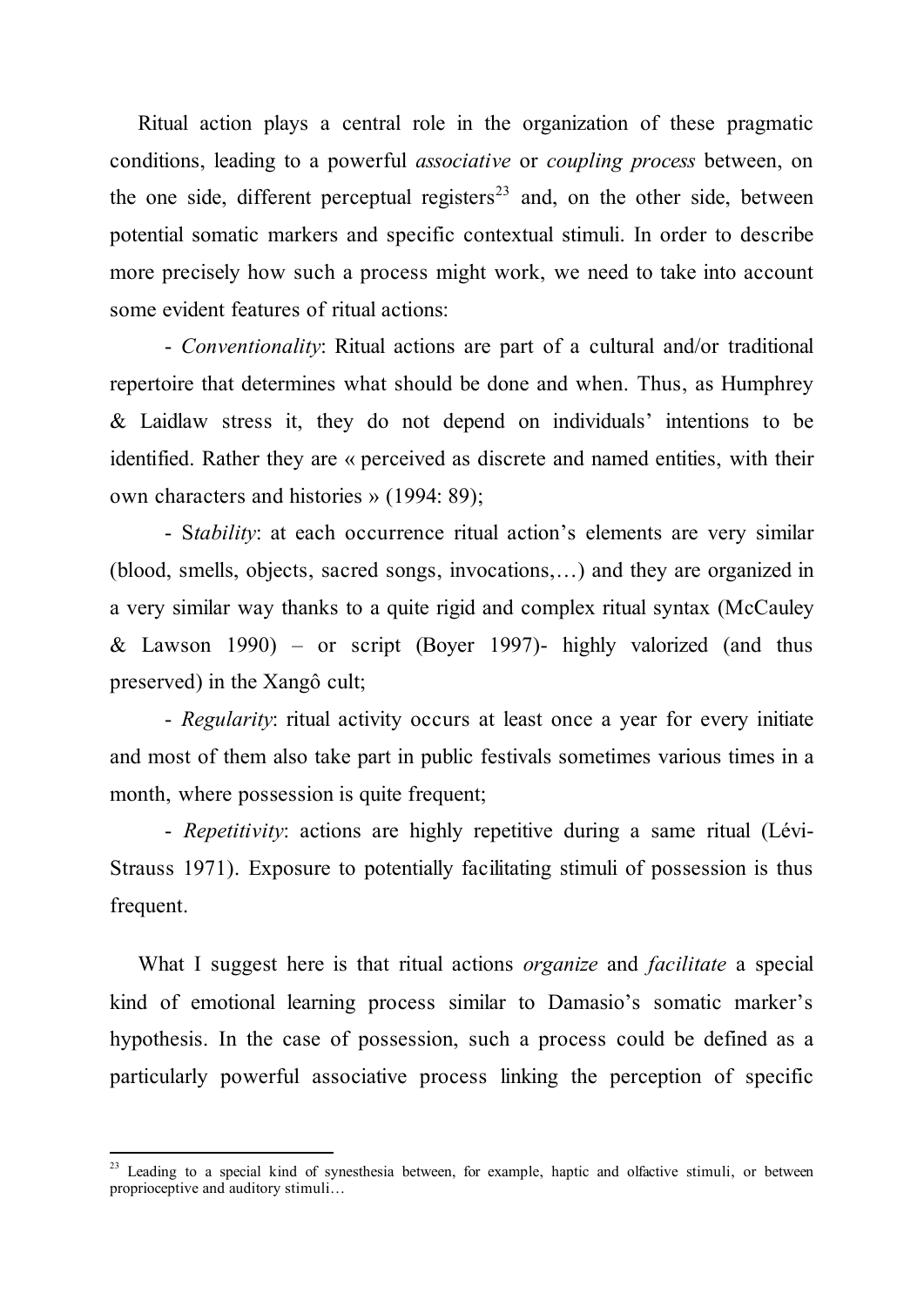Ritual action plays a central role in the organization of these pragmatic conditions, leading to a powerful *associative* or *coupling process* between, on the one side, different perceptual registers[23] and, on the other side, between potential somatic markers and specific contextual stimuli. In order to describe more precisely how such a process might work, we need to take into account some evident features of ritual actions:

- *Conventionality*: Ritual actions are part of a cultural and/or traditional repertoire that determines what should be done and when. Thus, as Humphrey & Laidlaw stress it, they do not depend on individuals' intentions to be identified. Rather they are « perceived as discrete and named entities, with their own characters and histories » (1994: 89);

- S*tability*: at each occurrence ritual action's elements are very similar (blood, smells, objects, sacred songs, invocations,…) and they are organized in a very similar way thanks to a quite rigid and complex ritual syntax (McCauley & Lawson 1990) – or script (Boyer 1997)- highly valorized (and thus preserved) in the Xangô cult;

- *Regularity*: ritual activity occurs at least once a year for every initiate and most of them also take part in public festivals sometimes various times in a month, where possession is quite frequent;

- *Repetitivity*: actions are highly repetitive during a same ritual (Lévi-Strauss 1971). Exposure to potentially facilitating stimuli of possession is thus frequent.

What I suggest here is that ritual actions *organize* and *facilitate* a special kind of emotional learning process similar to Damasio's somatic marker's hypothesis. In the case of possession, such a process could be defined as a particularly powerful associative process linking the perception of specific

[23] Leading to a special kind of synesthesia between, for example, haptic and olfactive stimuli, or between proprioceptive and auditory stimuli…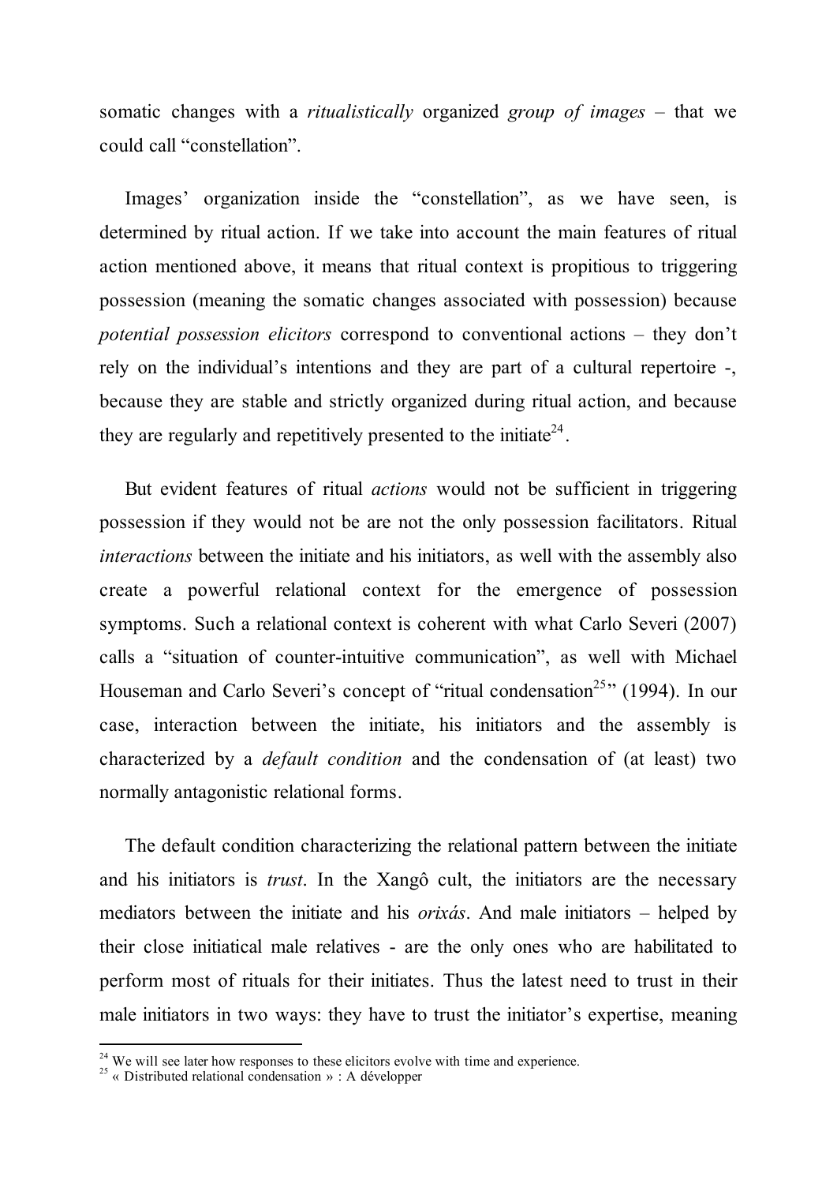somatic changes with a *ritualistically* organized *group of images* – that we could call "constellation".

Images' organization inside the "constellation", as we have seen, is determined by ritual action. If we take into account the main features of ritual action mentioned above, it means that ritual context is propitious to triggering possession (meaning the somatic changes associated with possession) because *potential possession elicitors* correspond to conventional actions – they don't rely on the individual's intentions and they are part of a cultural repertoire -, because they are stable and strictly organized during ritual action, and because they are regularly and repetitively presented to the initiate[24].

But evident features of ritual *actions* would not be sufficient in triggering possession if they would not be are not the only possession facilitators. Ritual *interactions* between the initiate and his initiators, as well with the assembly also create a powerful relational context for the emergence of possession symptoms. Such a relational context is coherent with what Carlo Severi (2007) calls a "situation of counter-intuitive communication", as well with Michael Houseman and Carlo Severi's concept of "ritual condensation[25]" (1994). In our case, interaction between the initiate, his initiators and the assembly is characterized by a *default condition* and the condensation of (at least) two normally antagonistic relational forms.

The default condition characterizing the relational pattern between the initiate and his initiators is *trust*. In the Xangô cult, the initiators are the necessary mediators between the initiate and his *orixás*. And male initiators – helped by their close initiatical male relatives - are the only ones who are habilitated to perform most of rituals for their initiates. Thus the latest need to trust in their male initiators in two ways: they have to trust the initiator's expertise, meaning

---

[24] We will see later how responses to these elicitors evolve with time and experience.

[25] « Distributed relational condensation » : A développer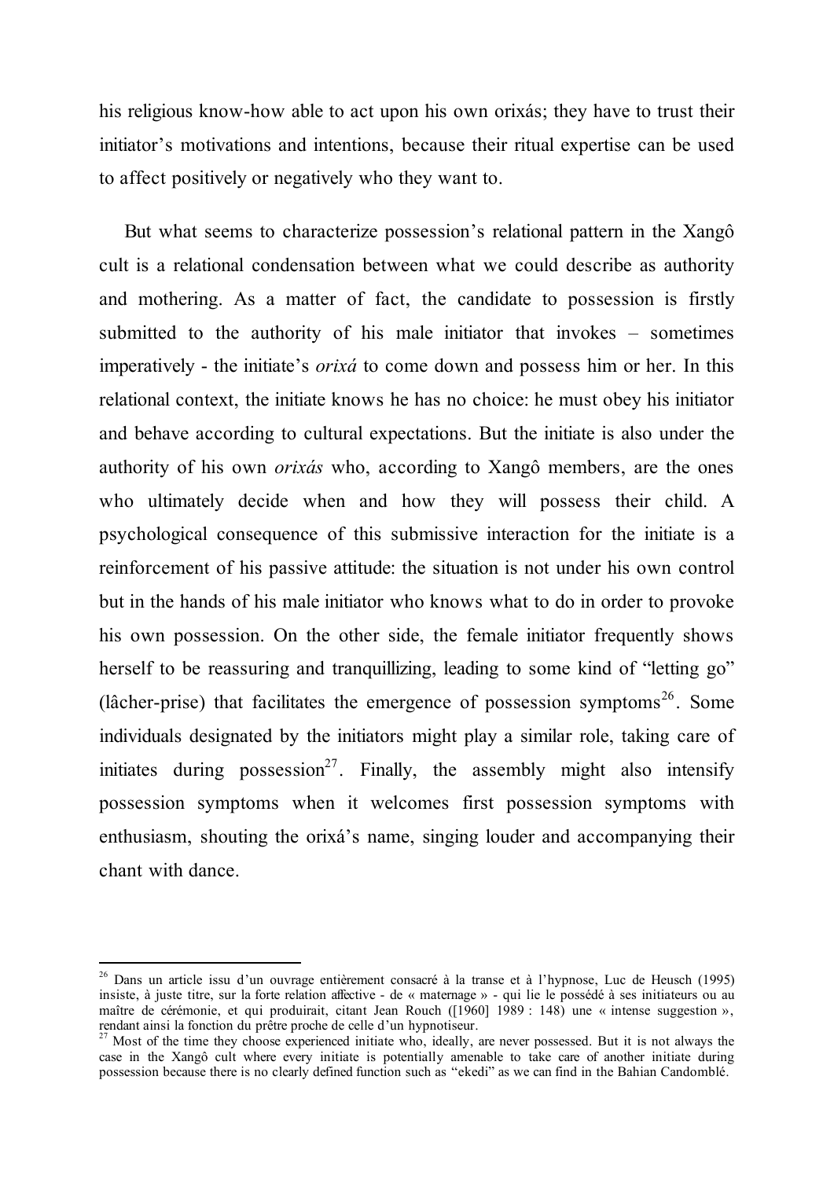his religious know-how able to act upon his own orixás; they have to trust their initiator's motivations and intentions, because their ritual expertise can be used to affect positively or negatively who they want to.

But what seems to characterize possession's relational pattern in the Xangô cult is a relational condensation between what we could describe as authority and mothering. As a matter of fact, the candidate to possession is firstly submitted to the authority of his male initiator that invokes – sometimes imperatively - the initiate's *orixá* to come down and possess him or her. In this relational context, the initiate knows he has no choice: he must obey his initiator and behave according to cultural expectations. But the initiate is also under the authority of his own *orixás* who, according to Xangô members, are the ones who ultimately decide when and how they will possess their child. A psychological consequence of this submissive interaction for the initiate is a reinforcement of his passive attitude: the situation is not under his own control but in the hands of his male initiator who knows what to do in order to provoke his own possession. On the other side, the female initiator frequently shows herself to be reassuring and tranquillizing, leading to some kind of "letting go" (lâcher-prise) that facilitates the emergence of possession symptoms[26]. Some individuals designated by the initiators might play a similar role, taking care of initiates during possession[27]. Finally, the assembly might also intensify possession symptoms when it welcomes first possession symptoms with enthusiasm, shouting the orixá's name, singing louder and accompanying their chant with dance.

---

[26] Dans un article issu d'un ouvrage entièrement consacré à la transe et à l'hypnose, Luc de Heusch (1995) insiste, à juste titre, sur la forte relation affective - de « maternage » - qui lie le possédé à ses initiateurs ou au maître de cérémonie, et qui produirait, citant Jean Rouch ([1960] 1989 : 148) une « intense suggestion », rendant ainsi la fonction du prêtre proche de celle d'un hypnotiseur.

[27] Most of the time they choose experienced initiate who, ideally, are never possessed. But it is not always the case in the Xangô cult where every initiate is potentially amenable to take care of another initiate during possession because there is no clearly defined function such as "ekedi" as we can find in the Bahian Candomblé.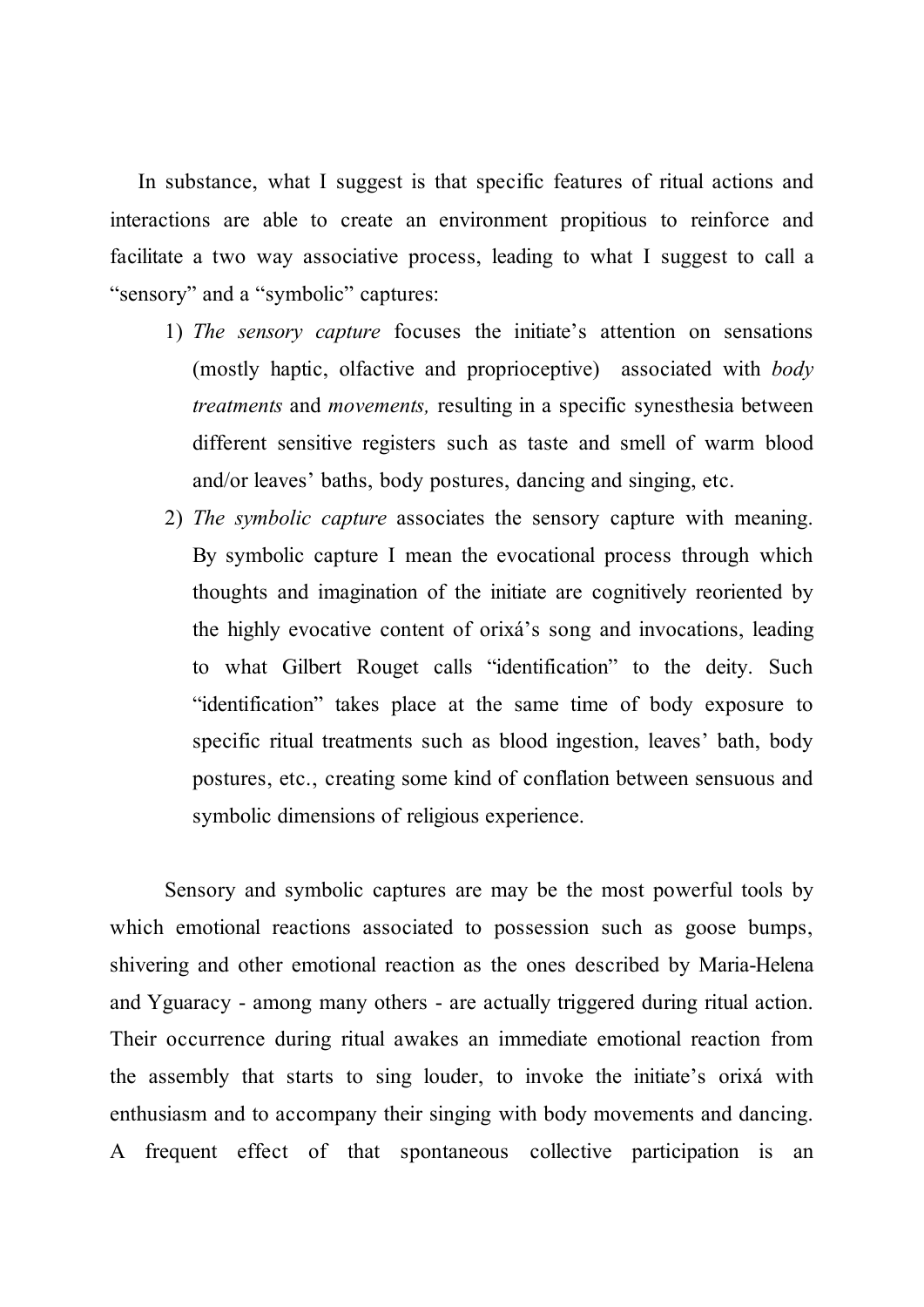In substance, what I suggest is that specific features of ritual actions and interactions are able to create an environment propitious to reinforce and facilitate a two way associative process, leading to what I suggest to call a "sensory" and a "symbolic" captures:

1) *The sensory capture* focuses the initiate's attention on sensations (mostly haptic, olfactive and proprioceptive) associated with *body treatments* and *movements,* resulting in a specific synesthesia between different sensitive registers such as taste and smell of warm blood and/or leaves' baths, body postures, dancing and singing, etc.
2) *The symbolic capture* associates the sensory capture with meaning. By symbolic capture I mean the evocational process through which thoughts and imagination of the initiate are cognitively reoriented by the highly evocative content of orixá's song and invocations, leading to what Gilbert Rouget calls "identification" to the deity. Such "identification" takes place at the same time of body exposure to specific ritual treatments such as blood ingestion, leaves' bath, body postures, etc., creating some kind of conflation between sensuous and symbolic dimensions of religious experience.

Sensory and symbolic captures are may be the most powerful tools by which emotional reactions associated to possession such as goose bumps, shivering and other emotional reaction as the ones described by Maria-Helena and Yguaracy - among many others - are actually triggered during ritual action. Their occurrence during ritual awakes an immediate emotional reaction from the assembly that starts to sing louder, to invoke the initiate's orixá with enthusiasm and to accompany their singing with body movements and dancing. A frequent effect of that spontaneous collective participation is an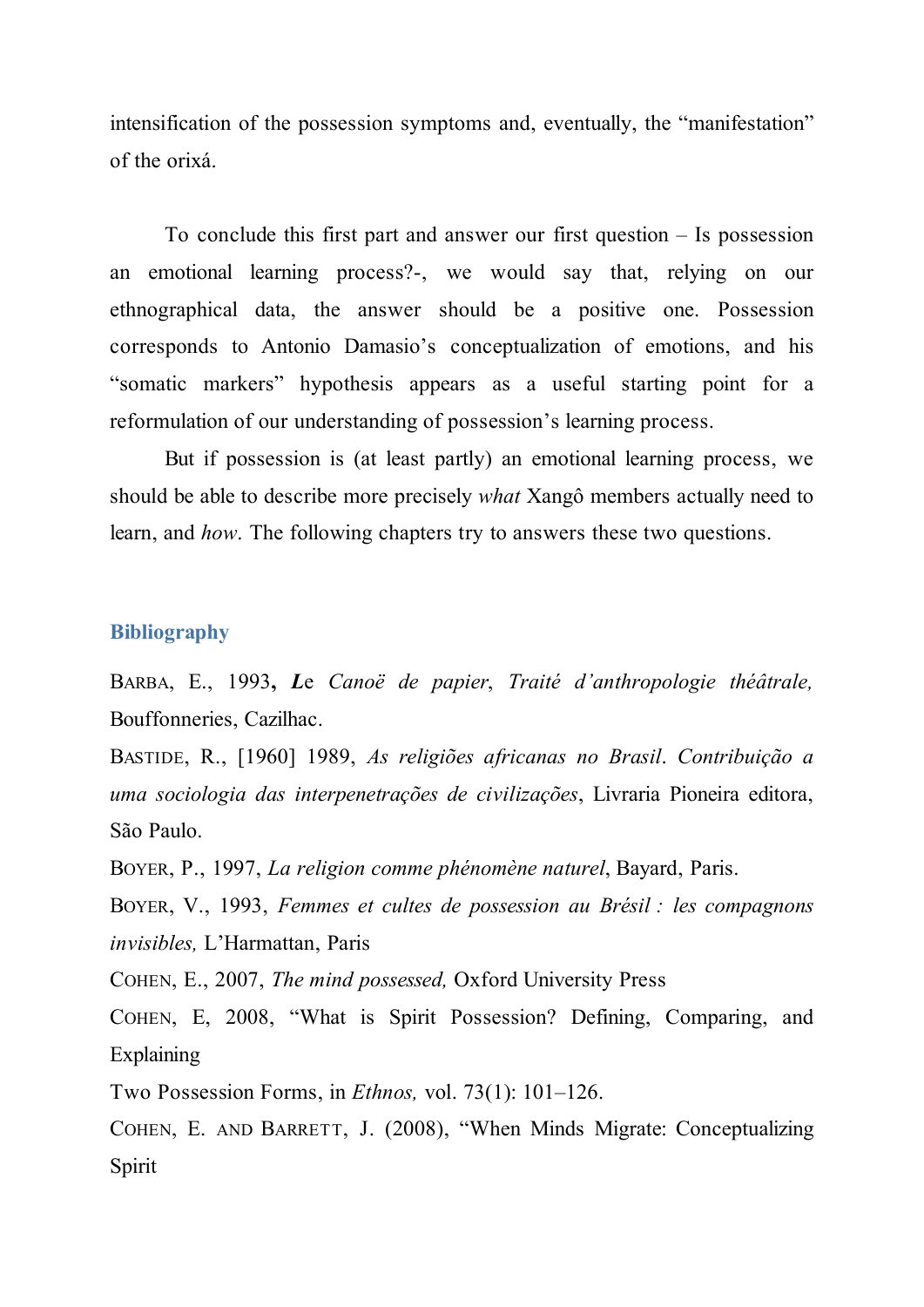intensification of the possession symptoms and, eventually, the "manifestation" of the orixá.

To conclude this first part and answer our first question – Is possession an emotional learning process?-, we would say that, relying on our ethnographical data, the answer should be a positive one. Possession corresponds to Antonio Damasio's conceptualization of emotions, and his "somatic markers" hypothesis appears as a useful starting point for a reformulation of our understanding of possession's learning process.

But if possession is (at least partly) an emotional learning process, we should be able to describe more precisely *what* Xangô members actually need to learn, and *how*. The following chapters try to answers these two questions.

## Bibliography

BARBA, E., 1993, ***L**e Canoë de papier*, *Traité d'anthropologie théâtrale,* Bouffonneries, Cazilhac.

BASTIDE, R., [1960] 1989, *As religiões africanas no Brasil*. *Contribuição a uma sociologia das interpenetrações de civilizações*, Livraria Pioneira editora, São Paulo.

BOYER, P., 1997, *La religion comme phénomène naturel*, Bayard, Paris.

BOYER, V., 1993, *Femmes et cultes de possession au Brésil : les compagnons invisibles,* L'Harmattan, Paris

COHEN, E., 2007, *The mind possessed,* Oxford University Press

COHEN, E, 2008, "What is Spirit Possession? Defining, Comparing, and Explaining

Two Possession Forms, in *Ethnos,* vol. 73(1): 101–126.

COHEN, E. AND BARRETT, J. (2008), "When Minds Migrate: Conceptualizing Spirit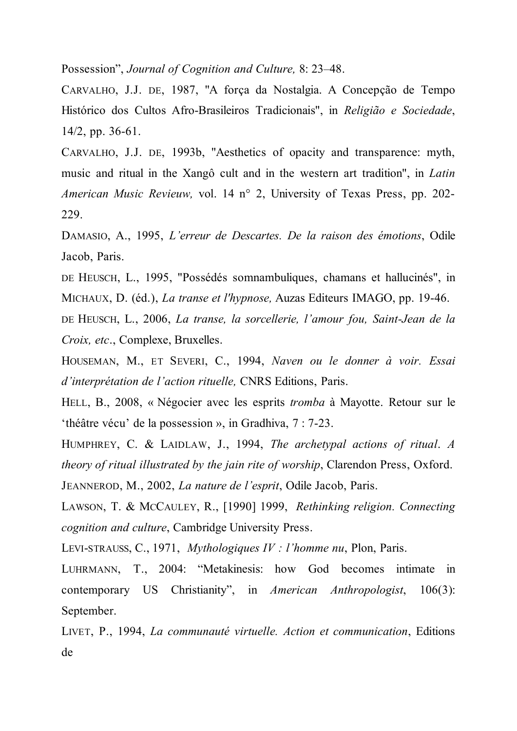Possession", *Journal of Cognition and Culture,* 8: 23–48.

CARVALHO, J.J. DE, 1987, "A força da Nostalgia. A Concepção de Tempo Histórico dos Cultos Afro-Brasileiros Tradicionais", in *Religião e Sociedade*, 14/2, pp. 36-61.

CARVALHO, J.J. DE, 1993b, "Aesthetics of opacity and transparence: myth, music and ritual in the Xangô cult and in the western art tradition", in *Latin American Music Revieuw,* vol. 14 n° 2, University of Texas Press, pp. 202-229.

DAMASIO, A., 1995, *L'erreur de Descartes. De la raison des émotions*, Odile Jacob, Paris.

DE HEUSCH, L., 1995, "Possédés somnambuliques, chamans et hallucinés", in MICHAUX, D. (éd.), *La transe et l'hypnose,* Auzas Editeurs IMAGO, pp. 19-46.

DE HEUSCH, L., 2006, *La transe, la sorcellerie, l'amour fou, Saint-Jean de la Croix, etc*., Complexe, Bruxelles.

HOUSEMAN, M., ET SEVERI, C., 1994, *Naven ou le donner à voir. Essai d'interprétation de l'action rituelle,* CNRS Editions, Paris.

HELL, B., 2008, « Négocier avec les esprits *tromba* à Mayotte. Retour sur le 'théâtre vécu' de la possession », in Gradhiva, 7 : 7-23.

HUMPHREY, C. & LAIDLAW, J., 1994, *The archetypal actions of ritual*. *A theory of ritual illustrated by the jain rite of worship*, Clarendon Press, Oxford.

JEANNEROD, M., 2002, *La nature de l'esprit*, Odile Jacob, Paris.

LAWSON, T. & MCCAULEY, R., [1990] 1999, *Rethinking religion. Connecting cognition and culture*, Cambridge University Press.

LEVI-STRAUSS, C., 1971, *Mythologiques IV : l'homme nu*, Plon, Paris.

LUHRMANN, T., 2004: "Metakinesis: how God becomes intimate in contemporary US Christianity", in *American Anthropologist*, 106(3): September.

LIVET, P., 1994, *La communauté virtuelle. Action et communication*, Editions de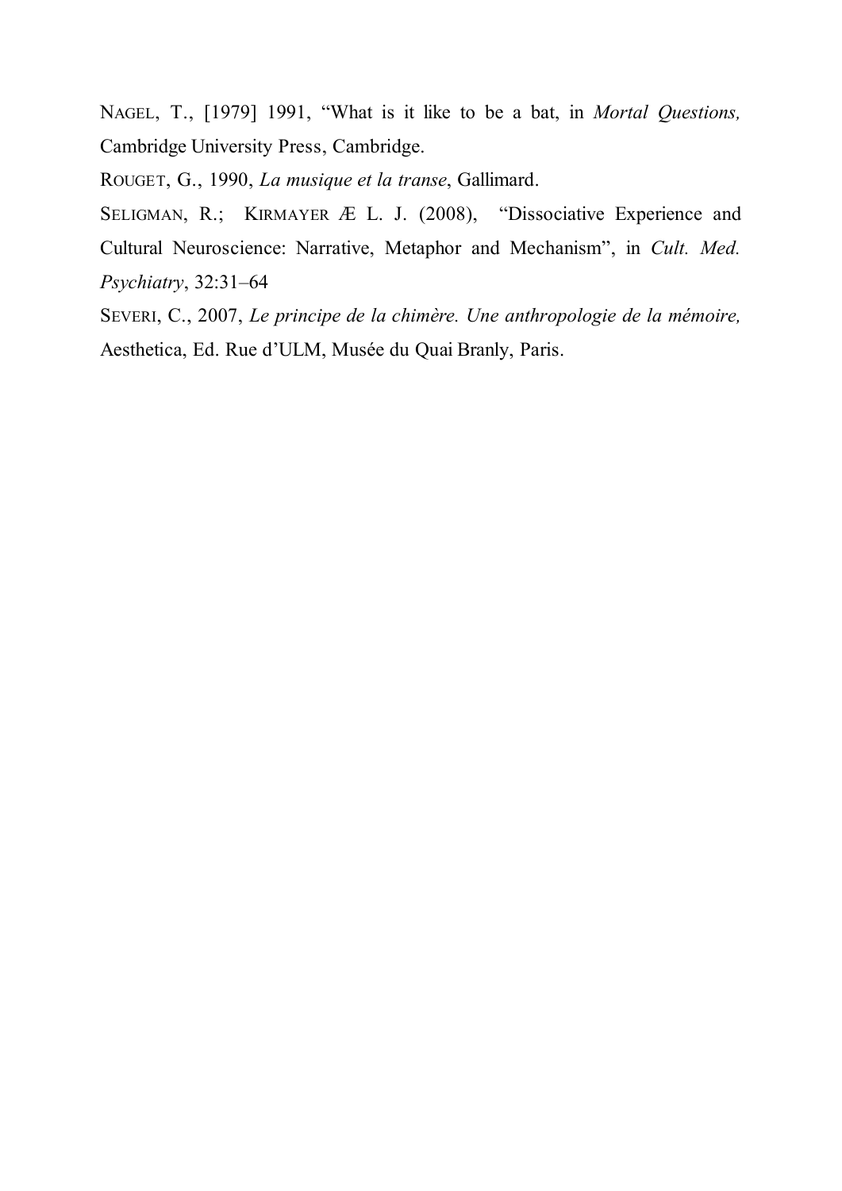NAGEL, T., [1979] 1991, “What is it like to be a bat, in *Mortal Questions,* Cambridge University Press, Cambridge.

ROUGET, G., 1990, *La musique et la transe*, Gallimard.

SELIGMAN, R.; KIRMAYER Æ L. J. (2008), “Dissociative Experience and Cultural Neuroscience: Narrative, Metaphor and Mechanism”, in *Cult. Med. Psychiatry*, 32:31–64

SEVERI, C., 2007, *Le principe de la chimère. Une anthropologie de la mémoire,* Aesthetica, Ed. Rue d’ULM, Musée du Quai Branly, Paris.